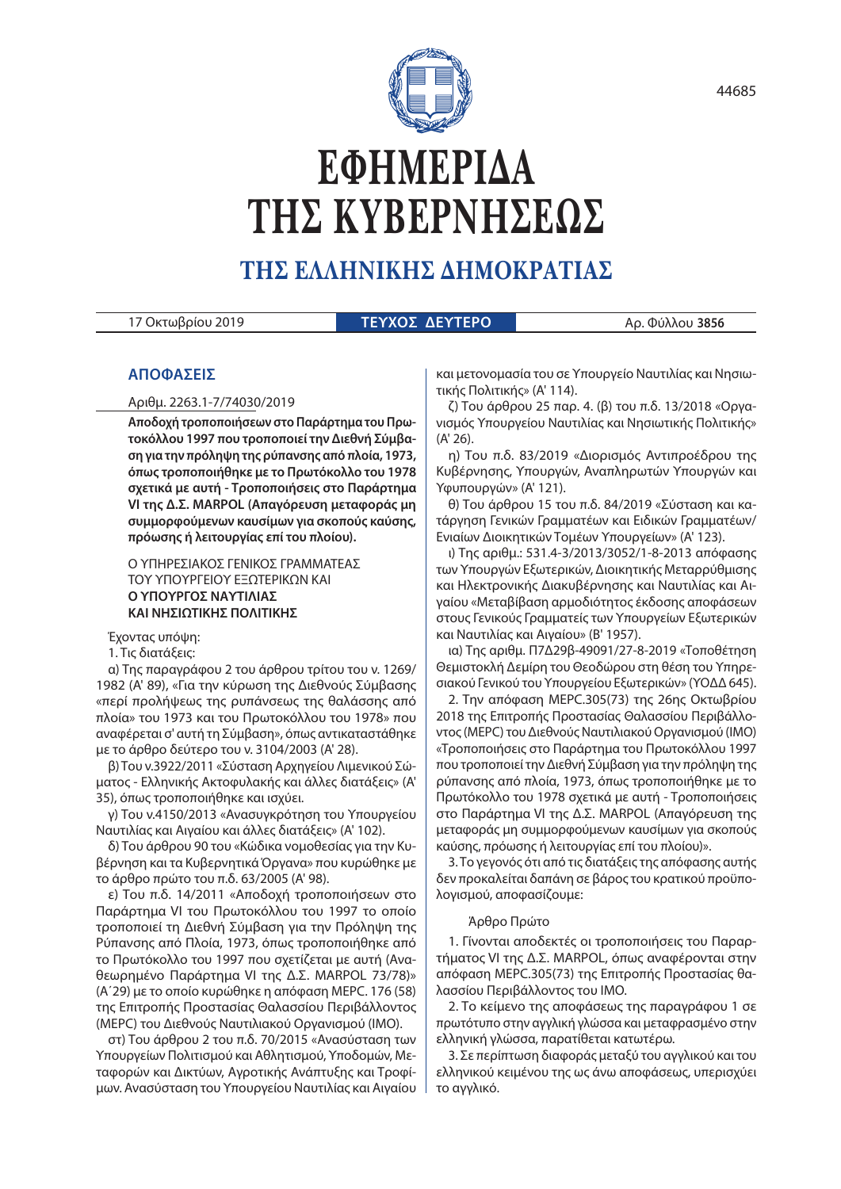# ΕΦΗΜΕΡΙΔΑ ΤΗΣ ΚΥΒΕΡΝΗΣΕΩΣ

## ΤΗΣ ΕΛΛΗΝΙΚΗΣ ΔΗΜΟΚΡΑΤΙΑΣ

17 Οκτωβρίου 2019 | **ΤΕΥΧΟΣ ΔΕΥΤΕΡΟ** | Αρ. Φύλλου **3856**

## ΑΠΟΦΑΣΕΙΣ

Αριθμ. 2263.1-7/74030/2019

**Αποδοχή τροποποιήσεων στο Παράρτημα του Πρωτοκόλλου 1997 που τροποποιεί την Διεθνή Σύμβαση για την πρόληψη της ρύπανσης από πλοία, 1973, όπως τροποποιήθηκε με το Πρωτόκολλο του 1978 σχετικά με αυτή - Τροποποιήσεις στο Παράρτημα VI της Δ.Σ. MARPOL (Απαγόρευση μεταφοράς μη συμμορφούμενων καυσίμων για σκοπούς καύσης, πρόωσης ή λειτουργίας επί του πλοίου).**

Ο ΥΠΗΡΕΣΙΑΚΟΣ ΓΕΝΙΚΟΣ ΓΡΑΜΜΑΤΕΑΣ
ΤΟΥ ΥΠΟΥΡΓΕΙΟΥ ΕΞΩΤΕΡΙΚΩΝ ΚΑΙ
**Ο ΥΠΟΥΡΓΟΣ ΝΑΥΤΙΛΙΑΣ**
**ΚΑΙ ΝΗΣΙΩΤΙΚΗΣ ΠΟΛΙΤΙΚΗΣ**

Έχοντας υπόψη:

1. Τις διατάξεις:

α) Της παραγράφου 2 του άρθρου τρίτου του ν. 1269/1982 (Α' 89), «Για την κύρωση της Διεθνούς Σύμβασης «περί προλήψεως της ρυπάνσεως της θαλάσσης από πλοία» του 1973 και του Πρωτοκόλλου του 1978» που αναφέρεται σ' αυτή τη Σύμβαση», όπως αντικαταστάθηκε με το άρθρο δεύτερο του ν. 3104/2003 (Α' 28).

β) Του ν.3922/2011 «Σύσταση Αρχηγείου Λιμενικού Σώματος - Ελληνικής Ακτοφυλακής και άλλες διατάξεις» (Α' 35), όπως τροποποιήθηκε και ισχύει.

γ) Του ν.4150/2013 «Ανασυγκρότηση του Υπουργείου Ναυτιλίας και Αιγαίου και άλλες διατάξεις» (Α' 102).

δ) Του άρθρου 90 του «Κώδικα νομοθεσίας για την Κυβέρνηση και τα Κυβερνητικά Όργανα» που κυρώθηκε με το άρθρο πρώτο του π.δ. 63/2005 (Α' 98).

ε) Του π.δ. 14/2011 «Αποδοχή τροποποιήσεων στο Παράρτημα VI του Πρωτοκόλλου του 1997 το οποίο τροποποιεί τη Διεθνή Σύμβαση για την Πρόληψη της Ρύπανσης από Πλοία, 1973, όπως τροποποιήθηκε από το Πρωτόκολλο του 1997 που σχετίζεται με αυτή (Αναθεωρημένο Παράρτημα VI της Δ.Σ. MARPOL 73/78)» (Α΄29) με το οποίο κυρώθηκε η απόφαση MEPC. 176 (58) της Επιτροπής Προστασίας Θαλασσίου Περιβάλλοντος (MEPC) του Διεθνούς Ναυτιλιακού Οργανισμού (ΙΜΟ).

στ) Του άρθρου 2 του π.δ. 70/2015 «Ανασύσταση των Υπουργείων Πολιτισμού και Αθλητισμού, Υποδομών, Μεταφορών και Δικτύων, Αγροτικής Ανάπτυξης και Τροφίμων. Ανασύσταση του Υπουργείου Ναυτιλίας και Αιγαίου και μετονομασία του σε Υπουργείο Ναυτιλίας και Νησιωτικής Πολιτικής» (Α' 114).

ζ) Του άρθρου 25 παρ. 4. (β) του π.δ. 13/2018 «Οργανισμός Υπουργείου Ναυτιλίας και Νησιωτικής Πολιτικής» (Α' 26).

η) Του π.δ. 83/2019 «Διορισμός Αντιπροέδρου της Κυβέρνησης, Υπουργών, Αναπληρωτών Υπουργών και Υφυπουργών» (Α' 121).

θ) Του άρθρου 15 του π.δ. 84/2019 «Σύσταση και κατάργηση Γενικών Γραμματέων και Ειδικών Γραμματέων/Ενιαίων Διοικητικών Τομέων Υπουργείων» (Α' 123).

ι) Της αριθμ.: 531.4-3/2013/3052/1-8-2013 απόφασης των Υπουργών Εξωτερικών, Διοικητικής Μεταρρύθμισης και Ηλεκτρονικής Διακυβέρνησης και Ναυτιλίας και Αιγαίου «Μεταβίβαση αρμοδιότητος έκδοσης αποφάσεων στους Γενικούς Γραμματείς των Υπουργείων Εξωτερικών και Ναυτιλίας και Αιγαίου» (Β' 1957).

ια) Της αριθμ. Π7Δ29β-49091/27-8-2019 «Τοποθέτηση Θεμιστοκλή Δεμίρη του Θεοδώρου στη θέση του Υπηρεσιακού Γενικού του Υπουργείου Εξωτερικών» (ΥΟΔΔ 645).

2. Την απόφαση MEPC.305(73) της 26ης Οκτωβρίου 2018 της Επιτροπής Προστασίας Θαλασσίου Περιβάλλοντος (MEPC) του Διεθνούς Ναυτιλιακού Οργανισμού (ΙΜΟ) «Τροποποιήσεις στο Παράρτημα του Πρωτοκόλλου 1997 που τροποποιεί την Διεθνή Σύμβαση για την πρόληψη της ρύπανσης από πλοία, 1973, όπως τροποποιήθηκε με το Πρωτόκολλο του 1978 σχετικά με αυτή - Τροποποιήσεις στο Παράρτημα VI της Δ.Σ. MARPOL (Απαγόρευση της μεταφοράς μη συμμορφούμενων καυσίμων για σκοπούς καύσης, πρόωσης ή λειτουργίας επί του πλοίου)».

3. Το γεγονός ότι από τις διατάξεις της απόφασης αυτής δεν προκαλείται δαπάνη σε βάρος του κρατικού προϋπολογισμού, αποφασίζουμε:

Άρθρο Πρώτο

1. Γίνονται αποδεκτές οι τροποποιήσεις του Παραρτήματος VI της Δ.Σ. MARPOL, όπως αναφέρονται στην απόφαση MEPC.305(73) της Επιτροπής Προστασίας θαλασσίου Περιβάλλοντος του IMO.

2. Το κείμενο της αποφάσεως της παραγράφου 1 σε πρωτότυπο στην αγγλική γλώσσα και μεταφρασμένο στην ελληνική γλώσσα, παρατίθεται κατωτέρω.

3. Σε περίπτωση διαφοράς μεταξύ του αγγλικού και του ελληνικού κειμένου της ως άνω αποφάσεως, υπερισχύει το αγγλικό.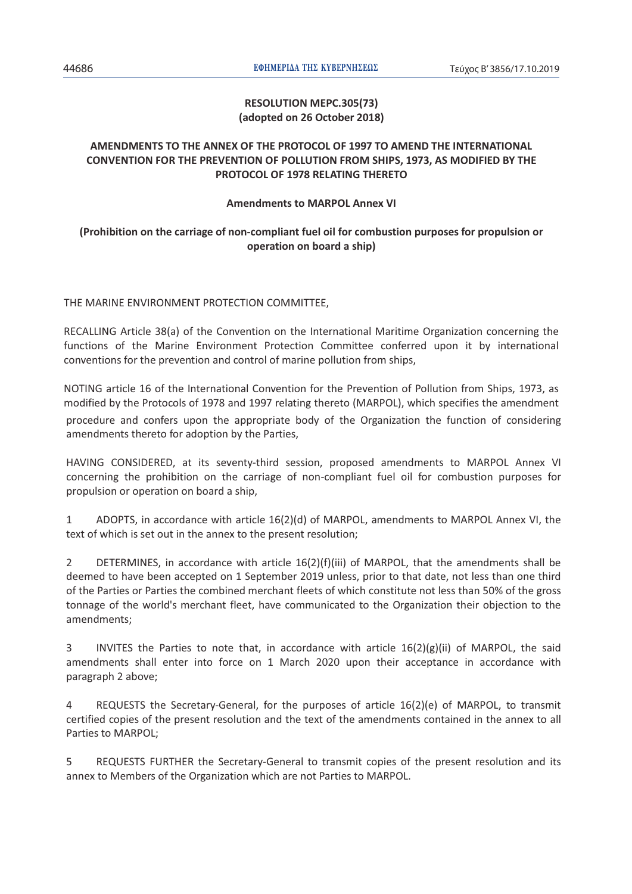**RESOLUTION MEPC.305(73)**
**(adopted on 26 October 2018)**

**AMENDMENTS TO THE ANNEX OF THE PROTOCOL OF 1997 TO AMEND THE INTERNATIONAL CONVENTION FOR THE PREVENTION OF POLLUTION FROM SHIPS, 1973, AS MODIFIED BY THE PROTOCOL OF 1978 RELATING THERETO**

**Amendments to MARPOL Annex VI**

**(Prohibition on the carriage of non-compliant fuel oil for combustion purposes for propulsion or operation on board a ship)**

THE MARINE ENVIRONMENT PROTECTION COMMITTEE,

RECALLING Article 38(a) of the Convention on the International Maritime Organization concerning the functions of the Marine Environment Protection Committee conferred upon it by international conventions for the prevention and control of marine pollution from ships,

NOTING article 16 of the International Convention for the Prevention of Pollution from Ships, 1973, as modified by the Protocols of 1978 and 1997 relating thereto (MARPOL), which specifies the amendment procedure and confers upon the appropriate body of the Organization the function of considering amendments thereto for adoption by the Parties,

HAVING CONSIDERED, at its seventy-third session, proposed amendments to MARPOL Annex VI concerning the prohibition on the carriage of non-compliant fuel oil for combustion purposes for propulsion or operation on board a ship,

1 ADOPTS, in accordance with article 16(2)(d) of MARPOL, amendments to MARPOL Annex VI, the text of which is set out in the annex to the present resolution;

2 DETERMINES, in accordance with article 16(2)(f)(iii) of MARPOL, that the amendments shall be deemed to have been accepted on 1 September 2019 unless, prior to that date, not less than one third of the Parties or Parties the combined merchant fleets of which constitute not less than 50% of the gross tonnage of the world's merchant fleet, have communicated to the Organization their objection to the amendments;

3 INVITES the Parties to note that, in accordance with article 16(2)(g)(ii) of MARPOL, the said amendments shall enter into force on 1 March 2020 upon their acceptance in accordance with paragraph 2 above;

4 REQUESTS the Secretary-General, for the purposes of article 16(2)(e) of MARPOL, to transmit certified copies of the present resolution and the text of the amendments contained in the annex to all Parties to MARPOL;

5 REQUESTS FURTHER the Secretary-General to transmit copies of the present resolution and its annex to Members of the Organization which are not Parties to MARPOL.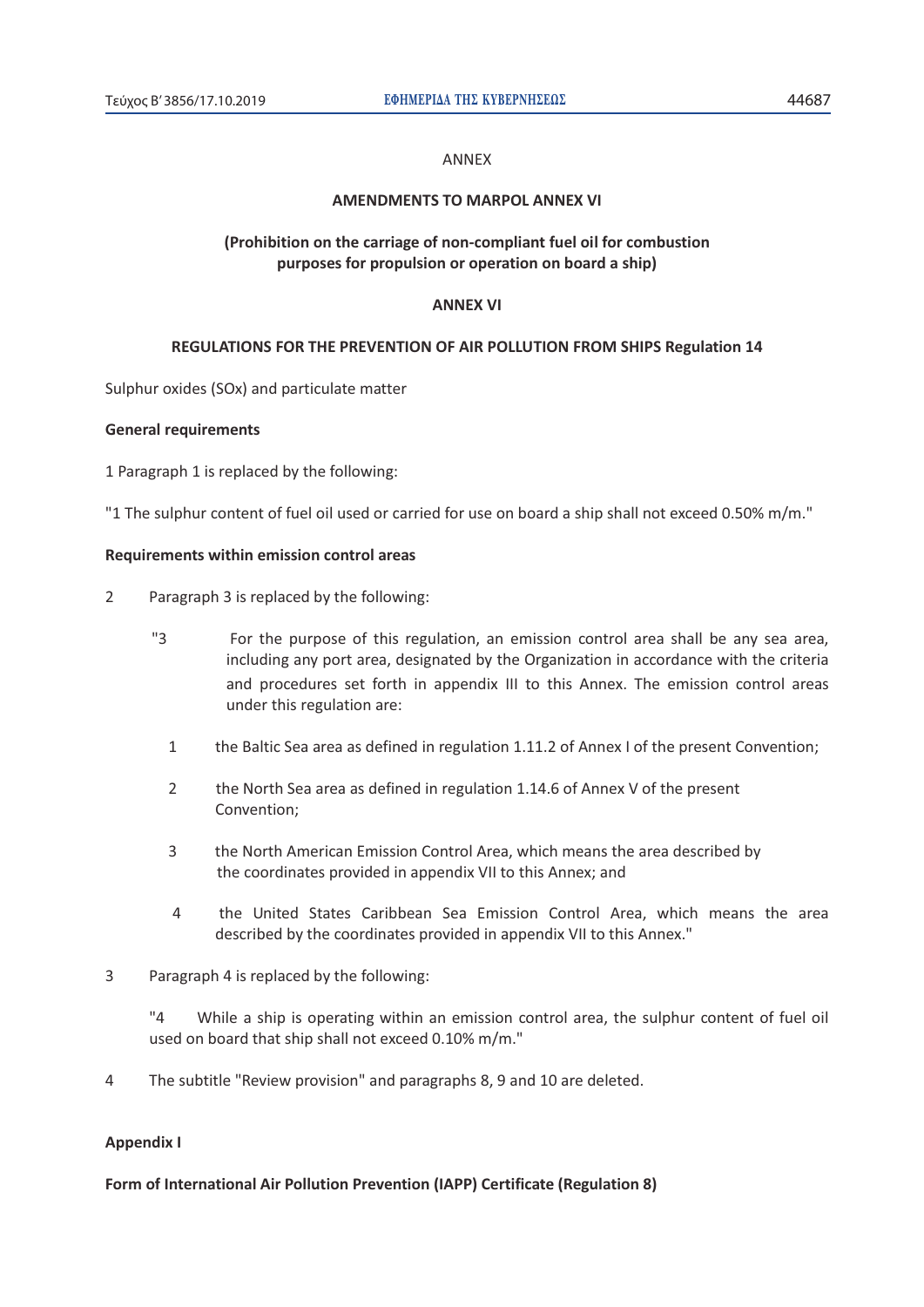ANNEX

**AMENDMENTS TO MARPOL ANNEX VI**

**(Prohibition on the carriage of non-compliant fuel oil for combustion purposes for propulsion or operation on board a ship)**

**ANNEX VI**

**REGULATIONS FOR THE PREVENTION OF AIR POLLUTION FROM SHIPS Regulation 14**

Sulphur oxides (SOx) and particulate matter

**General requirements**

1 Paragraph 1 is replaced by the following:

"1 The sulphur content of fuel oil used or carried for use on board a ship shall not exceed 0.50% m/m."

**Requirements within emission control areas**

2 Paragraph 3 is replaced by the following:

"3 For the purpose of this regulation, an emission control area shall be any sea area, including any port area, designated by the Organization in accordance with the criteria and procedures set forth in appendix III to this Annex. The emission control areas under this regulation are:

1 the Baltic Sea area as defined in regulation 1.11.2 of Annex I of the present Convention;

2 the North Sea area as defined in regulation 1.14.6 of Annex V of the present Convention;

3 the North American Emission Control Area, which means the area described by the coordinates provided in appendix VII to this Annex; and

4 the United States Caribbean Sea Emission Control Area, which means the area described by the coordinates provided in appendix VII to this Annex."

3 Paragraph 4 is replaced by the following:

"4 While a ship is operating within an emission control area, the sulphur content of fuel oil used on board that ship shall not exceed 0.10% m/m."

4 The subtitle "Review provision" and paragraphs 8, 9 and 10 are deleted.

**Appendix I**

**Form of International Air Pollution Prevention (IAPP) Certificate (Regulation 8)**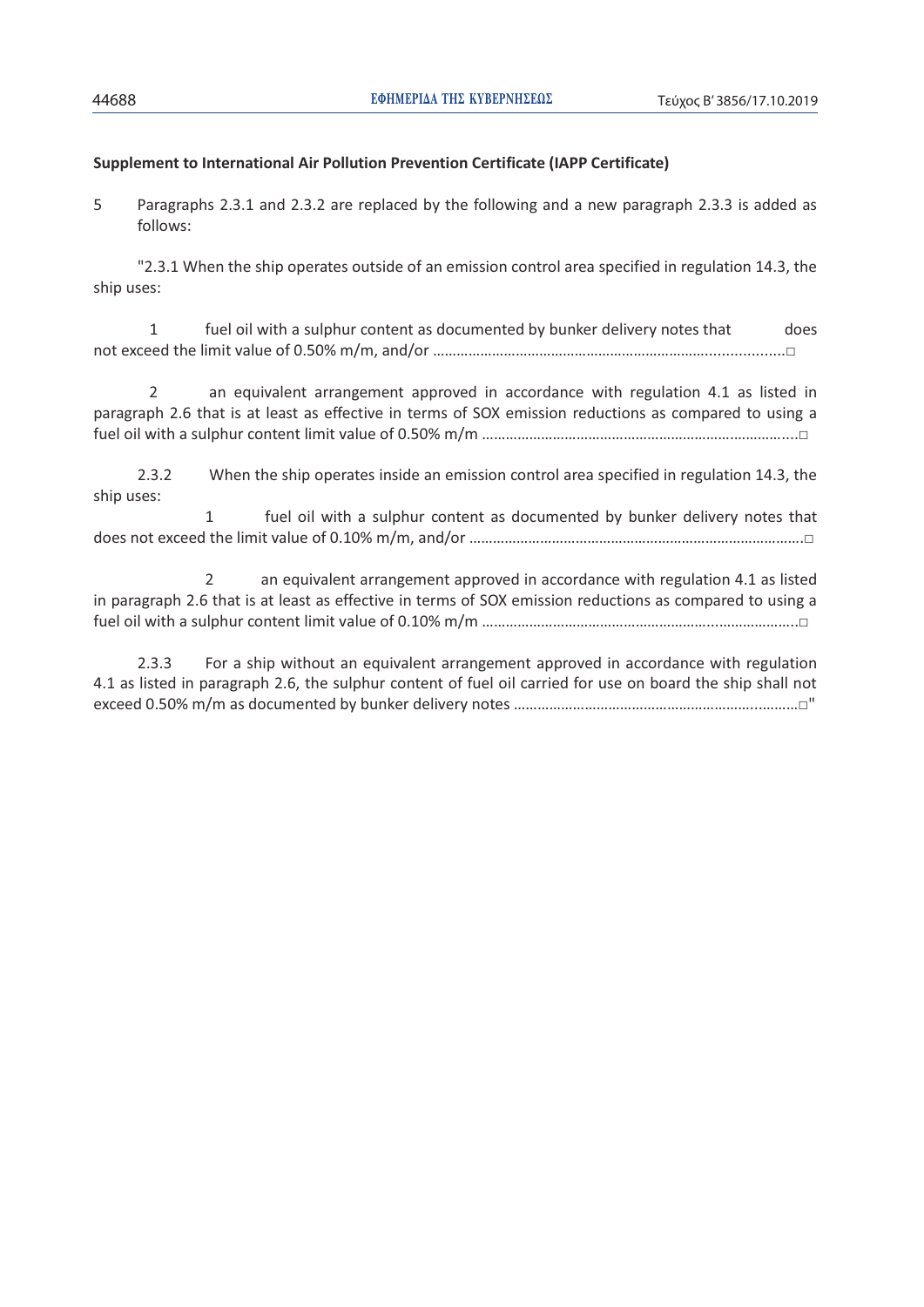**Supplement to International Air Pollution Prevention Certificate (IAPP Certificate)**

5 Paragraphs 2.3.1 and 2.3.2 are replaced by the following and a new paragraph 2.3.3 is added as follows:

"2.3.1 When the ship operates outside of an emission control area specified in regulation 14.3, the ship uses:

1 fuel oil with a sulphur content as documented by bunker delivery notes that does not exceed the limit value of 0.50% m/m, and/or ………………………………………………………………………□

2 an equivalent arrangement approved in accordance with regulation 4.1 as listed in paragraph 2.6 that is at least as effective in terms of SOX emission reductions as compared to using a fuel oil with a sulphur content limit value of 0.50% m/m ………………………………………………………………….□

2.3.2 When the ship operates inside an emission control area specified in regulation 14.3, the ship uses:

1 fuel oil with a sulphur content as documented by bunker delivery notes that does not exceed the limit value of 0.10% m/m, and/or ………………………………………………………………………….□

2 an equivalent arrangement approved in accordance with regulation 4.1 as listed in paragraph 2.6 that is at least as effective in terms of SOX emission reductions as compared to using a fuel oil with a sulphur content limit value of 0.10% m/m ………………………………………………………………….□

2.3.3 For a ship without an equivalent arrangement approved in accordance with regulation 4.1 as listed in paragraph 2.6, the sulphur content of fuel oil carried for use on board the ship shall not exceed 0.50% m/m as documented by bunker delivery notes ……………………………………………………………□"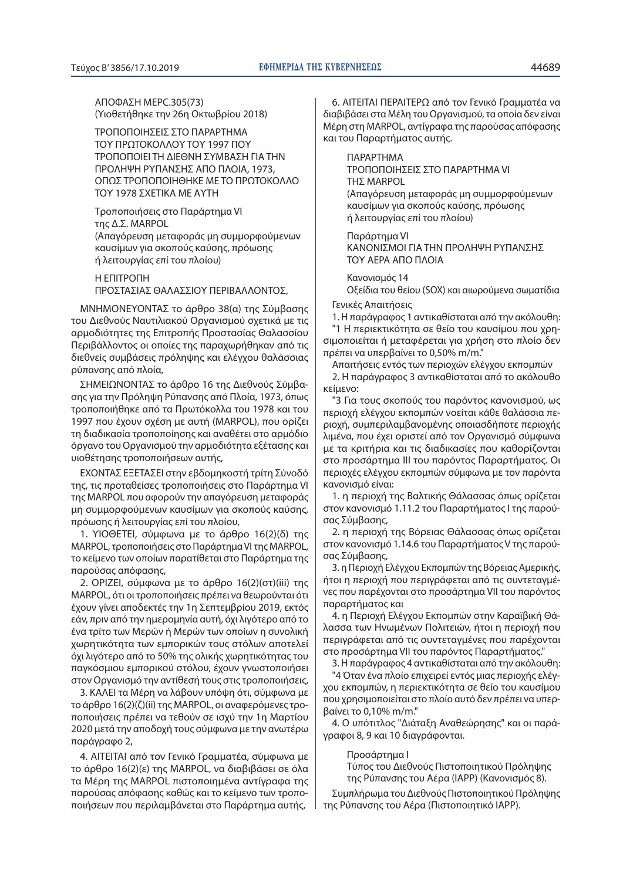ΑΠΟΦΑΣΗ MEPC.305(73)
(Υιοθετήθηκε την 26η Οκτωβρίου 2018)

ΤΡΟΠΟΠΟΙΗΣΕΙΣ ΣΤΟ ΠΑΡΑΡΤΗΜΑ ΤΟΥ ΠΡΩΤΟΚΟΛΛΟΥ ΤΟΥ 1997 ΠΟΥ ΤΡΟΠΟΠΟΙΕΙ ΤΗ ΔΙΕΘΝΗ ΣΥΜΒΑΣΗ ΓΙΑ ΤΗΝ ΠΡΟΛΗΨΗ ΡΥΠΑΝΣΗΣ ΑΠΟ ΠΛΟΙΑ, 1973, ΟΠΩΣ ΤΡΟΠΟΠΟΙΗΘΗΚΕ ΜΕ ΤΟ ΠΡΩΤΟΚΟΛΛΟ ΤΟΥ 1978 ΣΧΕΤΙΚΑ ΜΕ ΑΥΤΗ

Τροποποιήσεις στο Παράρτημα VI της Δ.Σ. MARPOL
(Απαγόρευση μεταφοράς μη συμμορφούμενων καυσίμων για σκοπούς καύσης, πρόωσης ή λειτουργίας επί του πλοίου)

Η ΕΠΙΤΡΟΠΗ
ΠΡΟΣΤΑΣΙΑΣ ΘΑΛΑΣΣΙΟΥ ΠΕΡΙΒΑΛΛΟΝΤΟΣ,

ΜΝΗΜΟΝΕΥΟΝΤΑΣ το άρθρο 38(α) της Σύμβασης του Διεθνούς Ναυτιλιακού Οργανισμού σχετικά με τις αρμοδιότητες της Επιτροπής Προστασίας Θαλασσίου Περιβάλλοντος οι οποίες της παραχωρήθηκαν από τις διεθνείς συμβάσεις πρόληψης και ελέγχου θαλάσσιας ρύπανσης από πλοία,

ΣΗΜΕΙΩΝΟΝΤΑΣ το άρθρο 16 της Διεθνούς Σύμβασης για την Πρόληψη Ρύπανσης από Πλοία, 1973, όπως τροποποιήθηκε από τα Πρωτόκολλα του 1978 και του 1997 που έχουν σχέση με αυτή (MARPOL), που ορίζει τη διαδικασία τροποποίησης και αναθέτει στο αρμόδιο όργανο του Οργανισμού την αρμοδιότητα εξέτασης και υιοθέτησης τροποποιήσεων αυτής,

ΕΧΟΝΤΑΣ ΕΞΕΤΑΣΕΙ στην εβδομηκοστή τρίτη Σύνοδό της, τις προταθείσες τροποποιήσεις στο Παράρτημα VI της MARPOL που αφορούν την απαγόρευση μεταφοράς μη συμμορφούμενων καυσίμων για σκοπούς καύσης, πρόωσης ή λειτουργίας επί του πλοίου,

1. ΥΙΟΘΕΤΕΙ, σύμφωνα με το άρθρο 16(2)(δ) της MARPOL, τροποποιήσεις στο Παράρτημα VI της MARPOL, το κείμενο των οποίων παρατίθεται στο Παράρτημα της παρούσας απόφασης,

2. ΟΡΙΖΕΙ, σύμφωνα με το άρθρο 16(2)(στ)(iii) της MARPOL, ότι οι τροποποιήσεις πρέπει να θεωρούνται ότι έχουν γίνει αποδεκτές την 1η Σεπτεμβρίου 2019, εκτός εάν, πριν από την ημερομηνία αυτή, όχι λιγότερο από το ένα τρίτο των Μερών ή Μερών των οποίων η συνολική χωρητικότητα των εμπορικών τους στόλων αποτελεί όχι λιγότερο από το 50% της ολικής χωρητικότητας του παγκόσμιου εμπορικού στόλου, έχουν γνωστοποιήσει στον Οργανισμό την αντίθεσή τους στις τροποποιήσεις,

3. ΚΑΛΕΙ τα Μέρη να λάβουν υπόψη ότι, σύμφωνα με το άρθρο 16(2)(ζ)(ii) της MARPOL, οι αναφερόμενες τροποποιήσεις πρέπει να τεθούν σε ισχύ την 1η Μαρτίου 2020 μετά την αποδοχή τους σύμφωνα με την ανωτέρω παράγραφο 2,

4. ΑΙΤΕΙΤΑΙ από τον Γενικό Γραμματέα, σύμφωνα με το άρθρο 16(2)(ε) της MARPOL, να διαβιβάσει σε όλα τα Μέρη της MARPOL πιστοποιημένα αντίγραφα της παρούσας απόφασης καθώς και το κείμενο των τροποποιήσεων που περιλαμβάνεται στο Παράρτημα αυτής,

6. ΑΙΤΕΙΤΑΙ ΠΕΡΑΙΤΕΡΩ από τον Γενικό Γραμματέα να διαβιβάσει στα Μέλη του Οργανισμού, τα οποία δεν είναι Μέρη στη MARPOL, αντίγραφα της παρούσας απόφασης και του Παραρτήματος αυτής.

ΠΑΡΑΡΤΗΜΑ
ΤΡΟΠΟΠΟΙΗΣΕΙΣ ΣΤΟ ΠΑΡΑΡΤΗΜΑ VI ΤΗΣ MARPOL
(Απαγόρευση μεταφοράς μη συμμορφούμενων καυσίμων για σκοπούς καύσης, πρόωσης ή λειτουργίας επί του πλοίου)

Παράρτημα VI
ΚΑΝΟΝΙΣΜΟΙ ΓΙΑ ΤΗΝ ΠΡΟΛΗΨΗ ΡΥΠΑΝΣΗΣ ΤΟΥ ΑΕΡΑ ΑΠΟ ΠΛΟΙΑ

Κανονισμός 14
Οξείδια του θείου (SOX) και αιωρούμενα σωματίδια

Γενικές Απαιτήσεις

1. Η παράγραφος 1 αντικαθίσταται από την ακόλουθη:
"1 Η περιεκτικότητα σε θείο του καυσίμου που χρησιμοποιείται ή μεταφέρεται για χρήση στο πλοίο δεν πρέπει να υπερβαίνει το 0,50% m/m."

Απαιτήσεις εντός των περιοχών ελέγχου εκπομπών

2. Η παράγραφος 3 αντικαθίσταται από το ακόλουθο κείμενο:
"3 Για τους σκοπούς του παρόντος κανονισμού, ως περιοχή ελέγχου εκπομπών νοείται κάθε θαλάσσια περιοχή, συμπεριλαμβανομένης οποιασδήποτε περιοχής λιμένα, που έχει οριστεί από τον Οργανισμό σύμφωνα με τα κριτήρια και τις διαδικασίες που καθορίζονται στο προσάρτημα III του παρόντος Παραρτήματος. Οι περιοχές ελέγχου εκπομπών σύμφωνα με τον παρόντα κανονισμό είναι:

1. η περιοχή της Βαλτικής Θάλασσας όπως ορίζεται στον κανονισμό 1.11.2 του Παραρτήματος I της παρούσας Σύμβασης,

2. η περιοχή της Βόρειας Θάλασσας όπως ορίζεται στον κανονισμό 1.14.6 του Παραρτήματος V της παρούσας Σύμβασης,

3. η Περιοχή Ελέγχου Εκπομπών της Βόρειας Αμερικής, ήτοι η περιοχή που περιγράφεται από τις συντεταγμένες που παρέχονται στο προσάρτημα VII του παρόντος παραρτήματος και

4. η Περιοχή Ελέγχου Εκπομπών στην Καραϊβική Θάλασσα των Ηνωμένων Πολιτειών, ήτοι η περιοχή που περιγράφεται από τις συντεταγμένες που παρέχονται στο προσάρτημα VII του παρόντος Παραρτήματος."

3. Η παράγραφος 4 αντικαθίσταται από την ακόλουθη:
"4 Όταν ένα πλοίο επιχειρεί εντός μιας περιοχής ελέγχου εκπομπών, η περιεκτικότητα σε θείο του καυσίμου που χρησιμοποιείται στο πλοίο αυτό δεν πρέπει να υπερβαίνει το 0,10% m/m."

4. Ο υπότιτλος "Διάταξη Αναθεώρησης" και οι παράγραφοι 8, 9 και 10 διαγράφονται.

Προσάρτημα I
Τύπος του Διεθνούς Πιστοποιητικού Πρόληψης της Ρύπανσης του Αέρα (IAPP) (Κανονισμός 8).

Συμπλήρωμα του Διεθνούς Πιστοποιητικού Πρόληψης της Ρύπανσης του Αέρα (Πιστοποιητικό IAPP).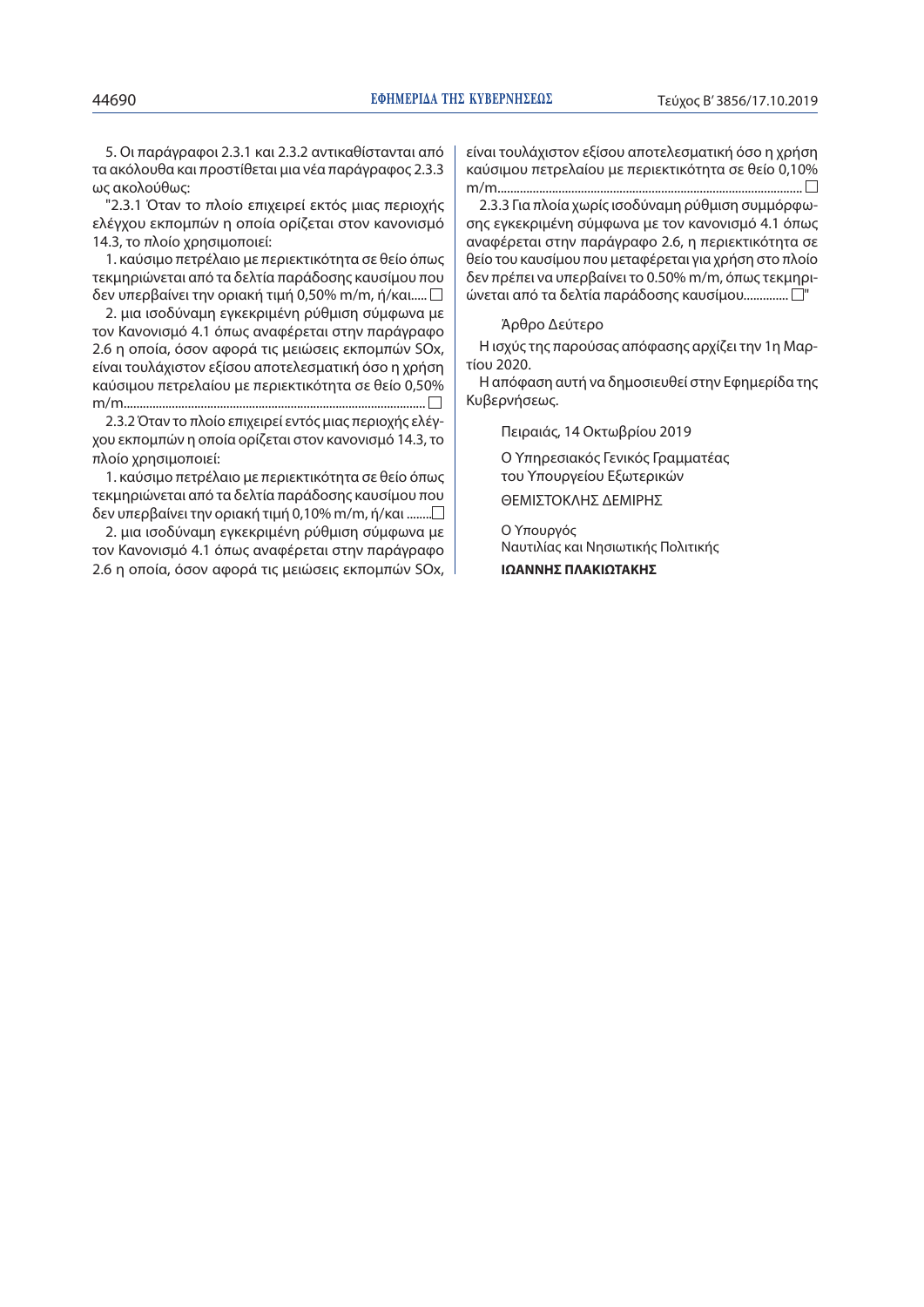5. Οι παράγραφοι 2.3.1 και 2.3.2 αντικαθίστανται από τα ακόλουθα και προστίθεται μια νέα παράγραφος 2.3.3 ως ακολούθως:

"2.3.1 Όταν το πλοίο επιχειρεί εκτός μιας περιοχής ελέγχου εκπομπών η οποία ορίζεται στον κανονισμό 14.3, το πλοίο χρησιμοποιεί:

1. καύσιμο πετρέλαιο με περιεκτικότητα σε θείο όπως τεκμηριώνεται από τα δελτία παράδοσης καυσίμου που δεν υπερβαίνει την οριακή τιμή 0,50% m/m, ή/και..... ☐

2. μια ισοδύναμη εγκεκριμένη ρύθμιση σύμφωνα με τον Κανονισμό 4.1 όπως αναφέρεται στην παράγραφο 2.6 η οποία, όσον αφορά τις μειώσεις εκπομπών SOx, είναι τουλάχιστον εξίσου αποτελεσματική όσο η χρήση καύσιμου πετρελαίου με περιεκτικότητα σε θείο 0,50% m/m.............................................................................................. ☐

2.3.2 Όταν το πλοίο επιχειρεί εντός μιας περιοχής ελέγχου εκπομπών η οποία ορίζεται στον κανονισμό 14.3, το πλοίο χρησιμοποιεί:

1. καύσιμο πετρέλαιο με περιεκτικότητα σε θείο όπως τεκμηριώνεται από τα δελτία παράδοσης καυσίμου που δεν υπερβαίνει την οριακή τιμή 0,10% m/m, ή/και ........☐

2. μια ισοδύναμη εγκεκριμένη ρύθμιση σύμφωνα με τον Κανονισμό 4.1 όπως αναφέρεται στην παράγραφο 2.6 η οποία, όσον αφορά τις μειώσεις εκπομπών SOx, είναι τουλάχιστον εξίσου αποτελεσματική όσο η χρήση καύσιμου πετρελαίου με περιεκτικότητα σε θείο 0,10% m/m.............................................................................................. ☐

2.3.3 Για πλοία χωρίς ισοδύναμη ρύθμιση συμμόρφωσης εγκεκριμένη σύμφωνα με τον κανονισμό 4.1 όπως αναφέρεται στην παράγραφο 2.6, η περιεκτικότητα σε θείο του καυσίμου που μεταφέρεται για χρήση στο πλοίο δεν πρέπει να υπερβαίνει το 0.50% m/m, όπως τεκμηριώνεται από τα δελτία παράδοσης καυσίμου.............. ☐"

Άρθρο Δεύτερο

Η ισχύς της παρούσας απόφασης αρχίζει την 1η Μαρτίου 2020.

Η απόφαση αυτή να δημοσιευθεί στην Εφημερίδα της Κυβερνήσεως.

Πειραιάς, 14 Οκτωβρίου 2019

Ο Υπηρεσιακός Γενικός Γραμματέας
του Υπουργείου Εξωτερικών

ΘΕΜΙΣΤΟΚΛΗΣ ΔΕΜΙΡΗΣ

Ο Υπουργός
Ναυτιλίας και Νησιωτικής Πολιτικής

**ΙΩΑΝΝΗΣ ΠΛΑΚΙΩΤΑΚΗΣ**